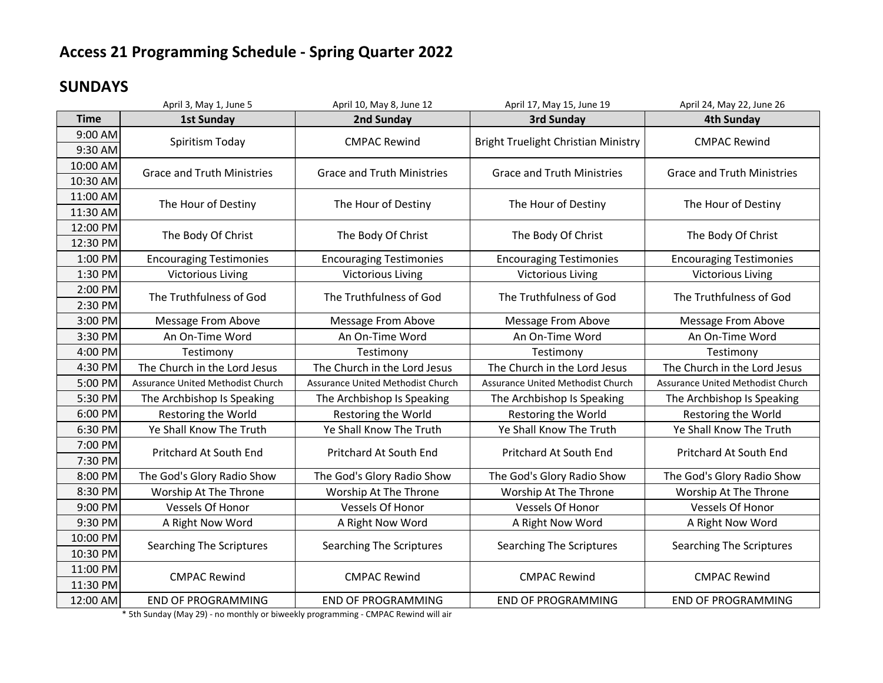# Access 21 Programming Schedule - Spring Quarter 2022

## SUNDAYS

| Time | 1st Sunday (April 3, May 1, June 5) | 2nd Sunday (April 10, May 8, June 12) | 3rd Sunday (April 17, May 15, June 19) | 4th Sunday (April 24, May 22, June 26) |
|---|---|---|---|---|
| 9:00 AM | Spiritism Today | CMPAC Rewind | Bright Truelight Christian Ministry | CMPAC Rewind |
| 9:30 AM | | | | |
| 10:00 AM | Grace and Truth Ministries | Grace and Truth Ministries | Grace and Truth Ministries | Grace and Truth Ministries |
| 10:30 AM | | | | |
| 11:00 AM | The Hour of Destiny | The Hour of Destiny | The Hour of Destiny | The Hour of Destiny |
| 11:30 AM | | | | |
| 12:00 PM | The Body Of Christ | The Body Of Christ | The Body Of Christ | The Body Of Christ |
| 12:30 PM | | | | |
| 1:00 PM | Encouraging Testimonies | Encouraging Testimonies | Encouraging Testimonies | Encouraging Testimonies |
| 1:30 PM | Victorious Living | Victorious Living | Victorious Living | Victorious Living |
| 2:00 PM | The Truthfulness of God | The Truthfulness of God | The Truthfulness of God | The Truthfulness of God |
| 2:30 PM | | | | |
| 3:00 PM | Message From Above | Message From Above | Message From Above | Message From Above |
| 3:30 PM | An On-Time Word | An On-Time Word | An On-Time Word | An On-Time Word |
| 4:00 PM | Testimony | Testimony | Testimony | Testimony |
| 4:30 PM | The Church in the Lord Jesus | The Church in the Lord Jesus | The Church in the Lord Jesus | The Church in the Lord Jesus |
| 5:00 PM | Assurance United Methodist Church | Assurance United Methodist Church | Assurance United Methodist Church | Assurance United Methodist Church |
| 5:30 PM | The Archbishop Is Speaking | The Archbishop Is Speaking | The Archbishop Is Speaking | The Archbishop Is Speaking |
| 6:00 PM | Restoring the World | Restoring the World | Restoring the World | Restoring the World |
| 6:30 PM | Ye Shall Know The Truth | Ye Shall Know The Truth | Ye Shall Know The Truth | Ye Shall Know The Truth |
| 7:00 PM | Pritchard At South End | Pritchard At South End | Pritchard At South End | Pritchard At South End |
| 7:30 PM | | | | |
| 8:00 PM | The God's Glory Radio Show | The God's Glory Radio Show | The God's Glory Radio Show | The God's Glory Radio Show |
| 8:30 PM | Worship At The Throne | Worship At The Throne | Worship At The Throne | Worship At The Throne |
| 9:00 PM | Vessels Of Honor | Vessels Of Honor | Vessels Of Honor | Vessels Of Honor |
| 9:30 PM | A Right Now Word | A Right Now Word | A Right Now Word | A Right Now Word |
| 10:00 PM | Searching The Scriptures | Searching The Scriptures | Searching The Scriptures | Searching The Scriptures |
| 10:30 PM | | | | |
| 11:00 PM | CMPAC Rewind | CMPAC Rewind | CMPAC Rewind | CMPAC Rewind |
| 11:30 PM | | | | |
| 12:00 AM | END OF PROGRAMMING | END OF PROGRAMMING | END OF PROGRAMMING | END OF PROGRAMMING |

* 5th Sunday (May 29) - no monthly or biweekly programming - CMPAC Rewind will air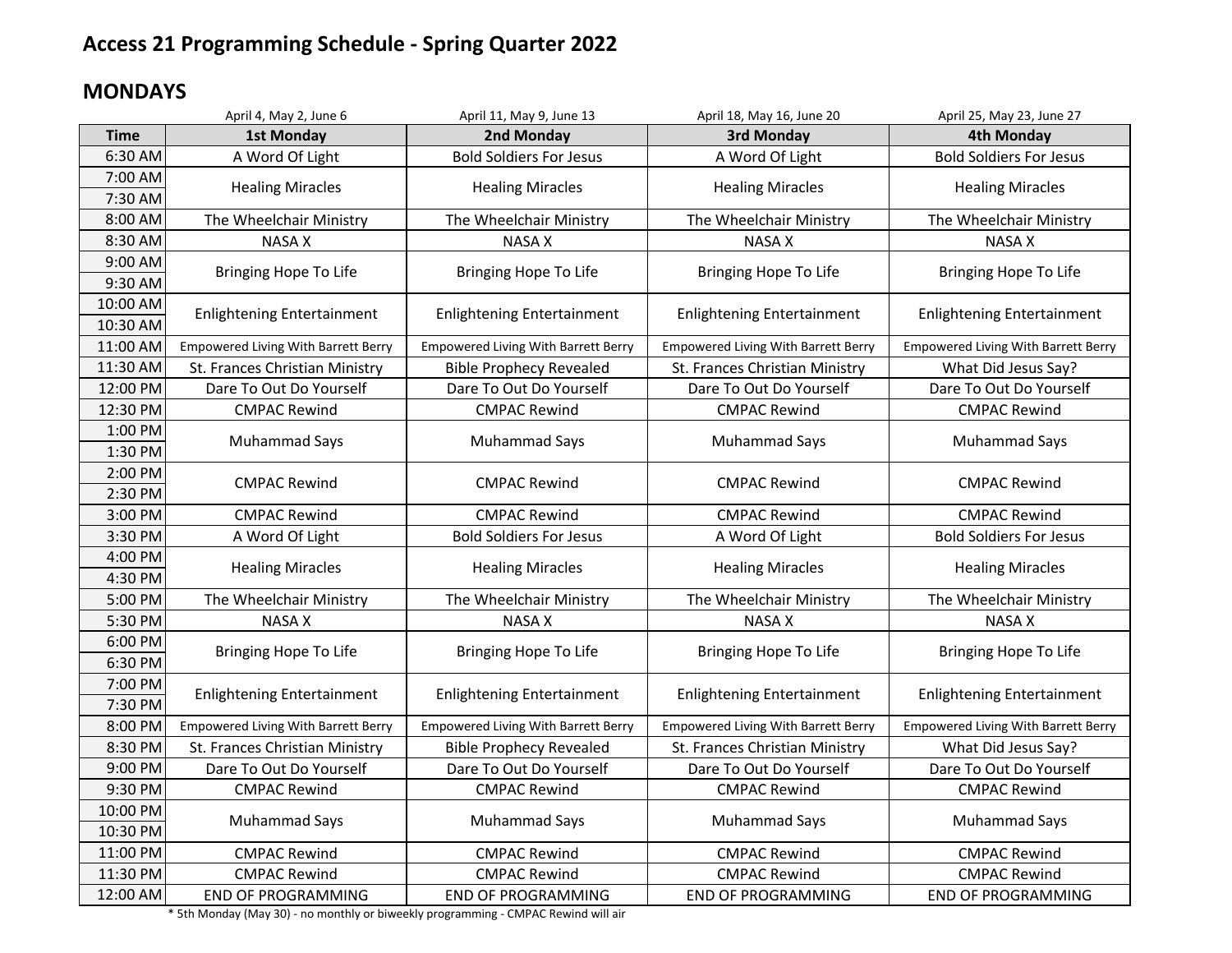# Access 21 Programming Schedule - Spring Quarter 2022

## MONDAYS

| Time | 1st Monday (April 4, May 2, June 6) | 2nd Monday (April 11, May 9, June 13) | 3rd Monday (April 18, May 16, June 20) | 4th Monday (April 25, May 23, June 27) |
|---|---|---|---|---|
| 6:30 AM | A Word Of Light | Bold Soldiers For Jesus | A Word Of Light | Bold Soldiers For Jesus |
| 7:00 AM | Healing Miracles | Healing Miracles | Healing Miracles | Healing Miracles |
| 7:30 AM | | | | |
| 8:00 AM | The Wheelchair Ministry | The Wheelchair Ministry | The Wheelchair Ministry | The Wheelchair Ministry |
| 8:30 AM | NASA X | NASA X | NASA X | NASA X |
| 9:00 AM | Bringing Hope To Life | Bringing Hope To Life | Bringing Hope To Life | Bringing Hope To Life |
| 9:30 AM | | | | |
| 10:00 AM | Enlightening Entertainment | Enlightening Entertainment | Enlightening Entertainment | Enlightening Entertainment |
| 10:30 AM | | | | |
| 11:00 AM | Empowered Living With Barrett Berry | Empowered Living With Barrett Berry | Empowered Living With Barrett Berry | Empowered Living With Barrett Berry |
| 11:30 AM | St. Frances Christian Ministry | Bible Prophecy Revealed | St. Frances Christian Ministry | What Did Jesus Say? |
| 12:00 PM | Dare To Out Do Yourself | Dare To Out Do Yourself | Dare To Out Do Yourself | Dare To Out Do Yourself |
| 12:30 PM | CMPAC Rewind | CMPAC Rewind | CMPAC Rewind | CMPAC Rewind |
| 1:00 PM | Muhammad Says | Muhammad Says | Muhammad Says | Muhammad Says |
| 1:30 PM | | | | |
| 2:00 PM | CMPAC Rewind | CMPAC Rewind | CMPAC Rewind | CMPAC Rewind |
| 2:30 PM | | | | |
| 3:00 PM | CMPAC Rewind | CMPAC Rewind | CMPAC Rewind | CMPAC Rewind |
| 3:30 PM | A Word Of Light | Bold Soldiers For Jesus | A Word Of Light | Bold Soldiers For Jesus |
| 4:00 PM | Healing Miracles | Healing Miracles | Healing Miracles | Healing Miracles |
| 4:30 PM | | | | |
| 5:00 PM | The Wheelchair Ministry | The Wheelchair Ministry | The Wheelchair Ministry | The Wheelchair Ministry |
| 5:30 PM | NASA X | NASA X | NASA X | NASA X |
| 6:00 PM | Bringing Hope To Life | Bringing Hope To Life | Bringing Hope To Life | Bringing Hope To Life |
| 6:30 PM | | | | |
| 7:00 PM | Enlightening Entertainment | Enlightening Entertainment | Enlightening Entertainment | Enlightening Entertainment |
| 7:30 PM | | | | |
| 8:00 PM | Empowered Living With Barrett Berry | Empowered Living With Barrett Berry | Empowered Living With Barrett Berry | Empowered Living With Barrett Berry |
| 8:30 PM | St. Frances Christian Ministry | Bible Prophecy Revealed | St. Frances Christian Ministry | What Did Jesus Say? |
| 9:00 PM | Dare To Out Do Yourself | Dare To Out Do Yourself | Dare To Out Do Yourself | Dare To Out Do Yourself |
| 9:30 PM | CMPAC Rewind | CMPAC Rewind | CMPAC Rewind | CMPAC Rewind |
| 10:00 PM | Muhammad Says | Muhammad Says | Muhammad Says | Muhammad Says |
| 10:30 PM | | | | |
| 11:00 PM | CMPAC Rewind | CMPAC Rewind | CMPAC Rewind | CMPAC Rewind |
| 11:30 PM | CMPAC Rewind | CMPAC Rewind | CMPAC Rewind | CMPAC Rewind |
| 12:00 AM | END OF PROGRAMMING | END OF PROGRAMMING | END OF PROGRAMMING | END OF PROGRAMMING |

* 5th Monday (May 30) - no monthly or biweekly programming - CMPAC Rewind will air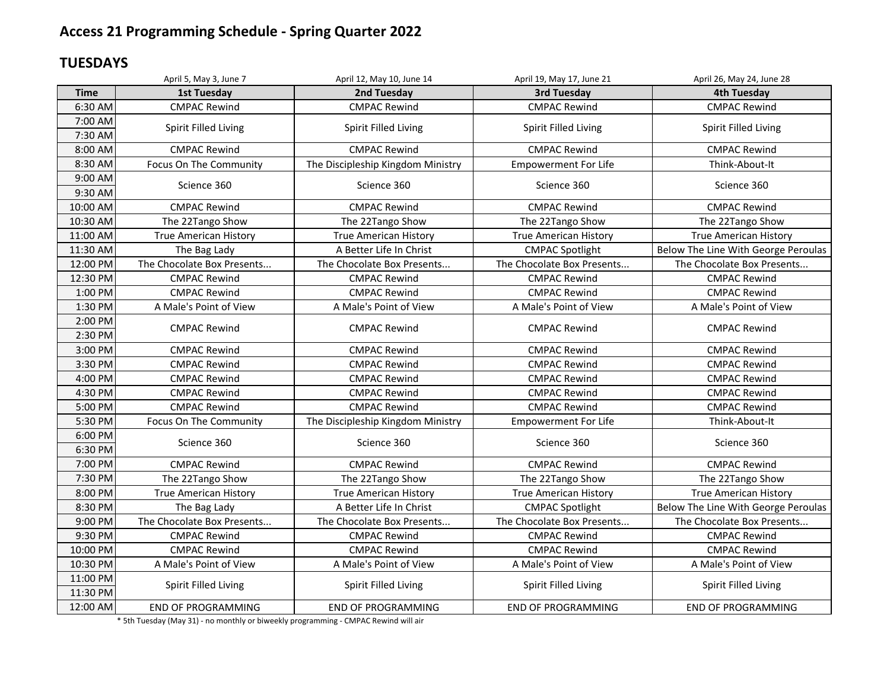# Access 21 Programming Schedule - Spring Quarter 2022

## TUESDAYS

| Time | 1st Tuesday<br>April 5, May 3, June 7 | 2nd Tuesday<br>April 12, May 10, June 14 | 3rd Tuesday<br>April 19, May 17, June 21 | 4th Tuesday<br>April 26, May 24, June 28 |
|---|---|---|---|---|
| 6:30 AM | CMPAC Rewind | CMPAC Rewind | CMPAC Rewind | CMPAC Rewind |
| 7:00 AM | Spirit Filled Living | Spirit Filled Living | Spirit Filled Living | Spirit Filled Living |
| 7:30 AM | | | | |
| 8:00 AM | CMPAC Rewind | CMPAC Rewind | CMPAC Rewind | CMPAC Rewind |
| 8:30 AM | Focus On The Community | The Discipleship Kingdom Ministry | Empowerment For Life | Think-About-It |
| 9:00 AM | Science 360 | Science 360 | Science 360 | Science 360 |
| 9:30 AM | | | | |
| 10:00 AM | CMPAC Rewind | CMPAC Rewind | CMPAC Rewind | CMPAC Rewind |
| 10:30 AM | The 22Tango Show | The 22Tango Show | The 22Tango Show | The 22Tango Show |
| 11:00 AM | True American History | True American History | True American History | True American History |
| 11:30 AM | The Bag Lady | A Better Life In Christ | CMPAC Spotlight | Below The Line With George Peroulas |
| 12:00 PM | The Chocolate Box Presents... | The Chocolate Box Presents... | The Chocolate Box Presents... | The Chocolate Box Presents... |
| 12:30 PM | CMPAC Rewind | CMPAC Rewind | CMPAC Rewind | CMPAC Rewind |
| 1:00 PM | CMPAC Rewind | CMPAC Rewind | CMPAC Rewind | CMPAC Rewind |
| 1:30 PM | A Male's Point of View | A Male's Point of View | A Male's Point of View | A Male's Point of View |
| 2:00 PM | CMPAC Rewind | CMPAC Rewind | CMPAC Rewind | CMPAC Rewind |
| 2:30 PM | | | | |
| 3:00 PM | CMPAC Rewind | CMPAC Rewind | CMPAC Rewind | CMPAC Rewind |
| 3:30 PM | CMPAC Rewind | CMPAC Rewind | CMPAC Rewind | CMPAC Rewind |
| 4:00 PM | CMPAC Rewind | CMPAC Rewind | CMPAC Rewind | CMPAC Rewind |
| 4:30 PM | CMPAC Rewind | CMPAC Rewind | CMPAC Rewind | CMPAC Rewind |
| 5:00 PM | CMPAC Rewind | CMPAC Rewind | CMPAC Rewind | CMPAC Rewind |
| 5:30 PM | Focus On The Community | The Discipleship Kingdom Ministry | Empowerment For Life | Think-About-It |
| 6:00 PM | Science 360 | Science 360 | Science 360 | Science 360 |
| 6:30 PM | | | | |
| 7:00 PM | CMPAC Rewind | CMPAC Rewind | CMPAC Rewind | CMPAC Rewind |
| 7:30 PM | The 22Tango Show | The 22Tango Show | The 22Tango Show | The 22Tango Show |
| 8:00 PM | True American History | True American History | True American History | True American History |
| 8:30 PM | The Bag Lady | A Better Life In Christ | CMPAC Spotlight | Below The Line With George Peroulas |
| 9:00 PM | The Chocolate Box Presents... | The Chocolate Box Presents... | The Chocolate Box Presents... | The Chocolate Box Presents... |
| 9:30 PM | CMPAC Rewind | CMPAC Rewind | CMPAC Rewind | CMPAC Rewind |
| 10:00 PM | CMPAC Rewind | CMPAC Rewind | CMPAC Rewind | CMPAC Rewind |
| 10:30 PM | A Male's Point of View | A Male's Point of View | A Male's Point of View | A Male's Point of View |
| 11:00 PM | Spirit Filled Living | Spirit Filled Living | Spirit Filled Living | Spirit Filled Living |
| 11:30 PM | | | | |
| 12:00 AM | END OF PROGRAMMING | END OF PROGRAMMING | END OF PROGRAMMING | END OF PROGRAMMING |

* 5th Tuesday (May 31) - no monthly or biweekly programming - CMPAC Rewind will air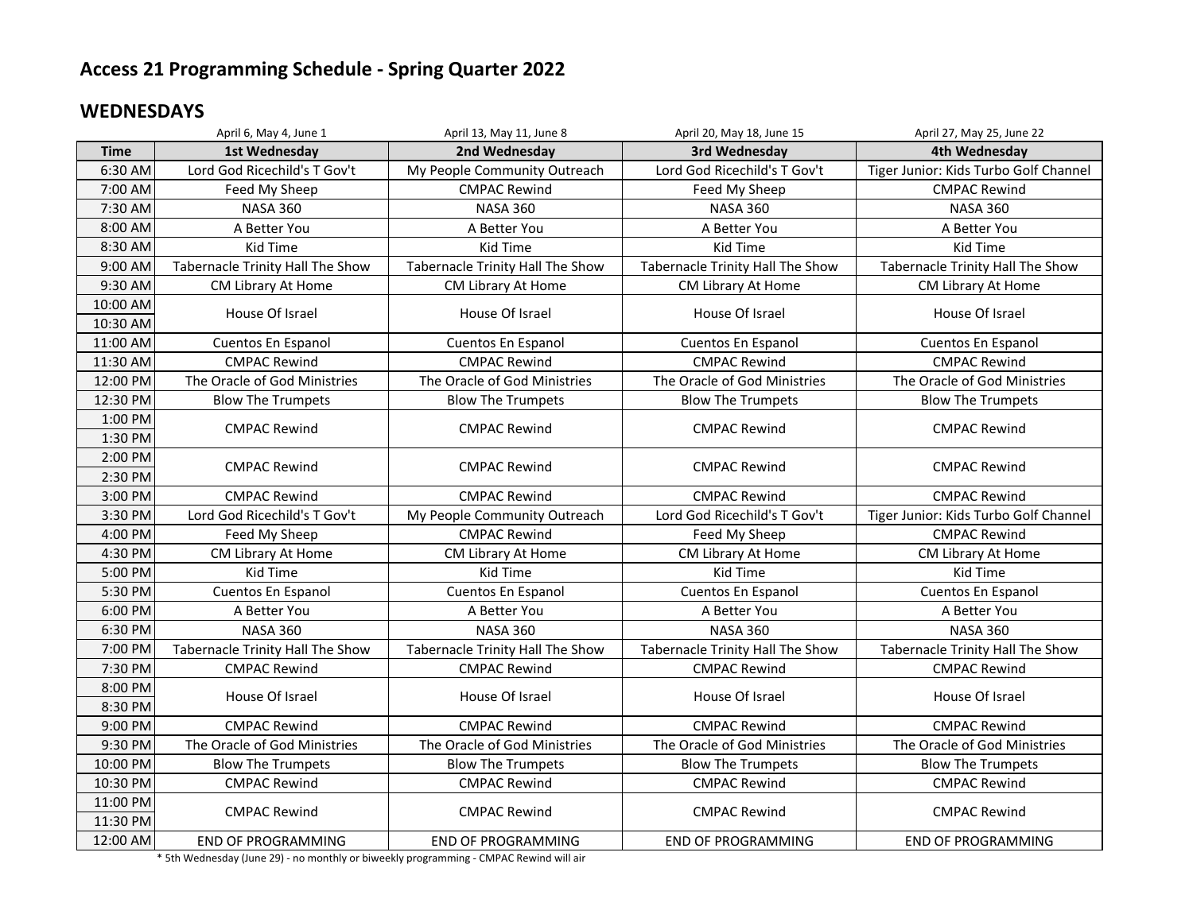# Access 21 Programming Schedule - Spring Quarter 2022

## WEDNESDAYS

| | April 6, May 4, June 1 | April 13, May 11, June 8 | April 20, May 18, June 15 | April 27, May 25, June 22 |
|---|---|---|---|---|
| **Time** | **1st Wednesday** | **2nd Wednesday** | **3rd Wednesday** | **4th Wednesday** |
| 6:30 AM | Lord God Ricechild's T Gov't | My People Community Outreach | Lord God Ricechild's T Gov't | Tiger Junior: Kids Turbo Golf Channel |
| 7:00 AM | Feed My Sheep | CMPAC Rewind | Feed My Sheep | CMPAC Rewind |
| 7:30 AM | NASA 360 | NASA 360 | NASA 360 | NASA 360 |
| 8:00 AM | A Better You | A Better You | A Better You | A Better You |
| 8:30 AM | Kid Time | Kid Time | Kid Time | Kid Time |
| 9:00 AM | Tabernacle Trinity Hall The Show | Tabernacle Trinity Hall The Show | Tabernacle Trinity Hall The Show | Tabernacle Trinity Hall The Show |
| 9:30 AM | CM Library At Home | CM Library At Home | CM Library At Home | CM Library At Home |
| 10:00 AM | House Of Israel | House Of Israel | House Of Israel | House Of Israel |
| 10:30 AM | | | | |
| 11:00 AM | Cuentos En Espanol | Cuentos En Espanol | Cuentos En Espanol | Cuentos En Espanol |
| 11:30 AM | CMPAC Rewind | CMPAC Rewind | CMPAC Rewind | CMPAC Rewind |
| 12:00 PM | The Oracle of God Ministries | The Oracle of God Ministries | The Oracle of God Ministries | The Oracle of God Ministries |
| 12:30 PM | Blow The Trumpets | Blow The Trumpets | Blow The Trumpets | Blow The Trumpets |
| 1:00 PM | CMPAC Rewind | CMPAC Rewind | CMPAC Rewind | CMPAC Rewind |
| 1:30 PM | | | | |
| 2:00 PM | CMPAC Rewind | CMPAC Rewind | CMPAC Rewind | CMPAC Rewind |
| 2:30 PM | | | | |
| 3:00 PM | CMPAC Rewind | CMPAC Rewind | CMPAC Rewind | CMPAC Rewind |
| 3:30 PM | Lord God Ricechild's T Gov't | My People Community Outreach | Lord God Ricechild's T Gov't | Tiger Junior: Kids Turbo Golf Channel |
| 4:00 PM | Feed My Sheep | CMPAC Rewind | Feed My Sheep | CMPAC Rewind |
| 4:30 PM | CM Library At Home | CM Library At Home | CM Library At Home | CM Library At Home |
| 5:00 PM | Kid Time | Kid Time | Kid Time | Kid Time |
| 5:30 PM | Cuentos En Espanol | Cuentos En Espanol | Cuentos En Espanol | Cuentos En Espanol |
| 6:00 PM | A Better You | A Better You | A Better You | A Better You |
| 6:30 PM | NASA 360 | NASA 360 | NASA 360 | NASA 360 |
| 7:00 PM | Tabernacle Trinity Hall The Show | Tabernacle Trinity Hall The Show | Tabernacle Trinity Hall The Show | Tabernacle Trinity Hall The Show |
| 7:30 PM | CMPAC Rewind | CMPAC Rewind | CMPAC Rewind | CMPAC Rewind |
| 8:00 PM | House Of Israel | House Of Israel | House Of Israel | House Of Israel |
| 8:30 PM | | | | |
| 9:00 PM | CMPAC Rewind | CMPAC Rewind | CMPAC Rewind | CMPAC Rewind |
| 9:30 PM | The Oracle of God Ministries | The Oracle of God Ministries | The Oracle of God Ministries | The Oracle of God Ministries |
| 10:00 PM | Blow The Trumpets | Blow The Trumpets | Blow The Trumpets | Blow The Trumpets |
| 10:30 PM | CMPAC Rewind | CMPAC Rewind | CMPAC Rewind | CMPAC Rewind |
| 11:00 PM | CMPAC Rewind | CMPAC Rewind | CMPAC Rewind | CMPAC Rewind |
| 11:30 PM | | | | |
| 12:00 AM | END OF PROGRAMMING | END OF PROGRAMMING | END OF PROGRAMMING | END OF PROGRAMMING |

* 5th Wednesday (June 29) - no monthly or biweekly programming - CMPAC Rewind will air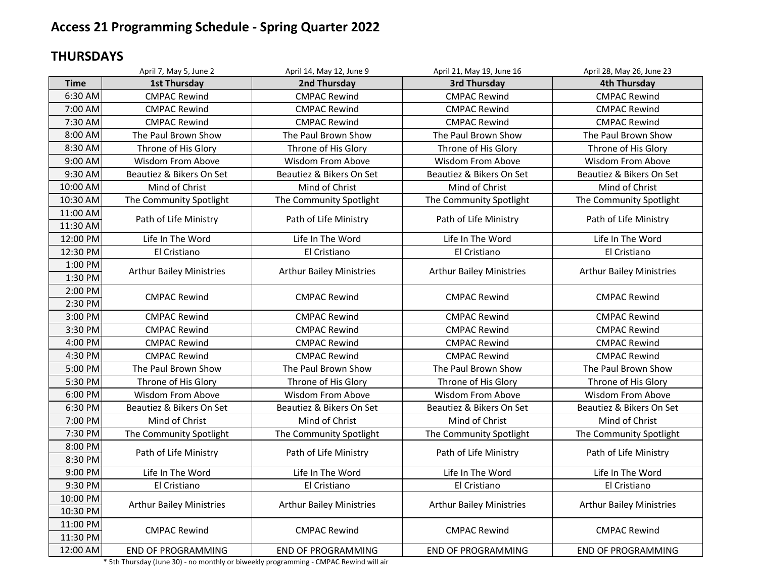# Access 21 Programming Schedule - Spring Quarter 2022

## THURSDAYS

| | April 7, May 5, June 2 | April 14, May 12, June 9 | April 21, May 19, June 16 | April 28, May 26, June 23 |
|---|---|---|---|---|
| **Time** | **1st Thursday** | **2nd Thursday** | **3rd Thursday** | **4th Thursday** |
| 6:30 AM | CMPAC Rewind | CMPAC Rewind | CMPAC Rewind | CMPAC Rewind |
| 7:00 AM | CMPAC Rewind | CMPAC Rewind | CMPAC Rewind | CMPAC Rewind |
| 7:30 AM | CMPAC Rewind | CMPAC Rewind | CMPAC Rewind | CMPAC Rewind |
| 8:00 AM | The Paul Brown Show | The Paul Brown Show | The Paul Brown Show | The Paul Brown Show |
| 8:30 AM | Throne of His Glory | Throne of His Glory | Throne of His Glory | Throne of His Glory |
| 9:00 AM | Wisdom From Above | Wisdom From Above | Wisdom From Above | Wisdom From Above |
| 9:30 AM | Beautiez & Bikers On Set | Beautiez & Bikers On Set | Beautiez & Bikers On Set | Beautiez & Bikers On Set |
| 10:00 AM | Mind of Christ | Mind of Christ | Mind of Christ | Mind of Christ |
| 10:30 AM | The Community Spotlight | The Community Spotlight | The Community Spotlight | The Community Spotlight |
| 11:00 AM | Path of Life Ministry | Path of Life Ministry | Path of Life Ministry | Path of Life Ministry |
| 11:30 AM | | | | |
| 12:00 PM | Life In The Word | Life In The Word | Life In The Word | Life In The Word |
| 12:30 PM | El Cristiano | El Cristiano | El Cristiano | El Cristiano |
| 1:00 PM | Arthur Bailey Ministries | Arthur Bailey Ministries | Arthur Bailey Ministries | Arthur Bailey Ministries |
| 1:30 PM | | | | |
| 2:00 PM | CMPAC Rewind | CMPAC Rewind | CMPAC Rewind | CMPAC Rewind |
| 2:30 PM | | | | |
| 3:00 PM | CMPAC Rewind | CMPAC Rewind | CMPAC Rewind | CMPAC Rewind |
| 3:30 PM | CMPAC Rewind | CMPAC Rewind | CMPAC Rewind | CMPAC Rewind |
| 4:00 PM | CMPAC Rewind | CMPAC Rewind | CMPAC Rewind | CMPAC Rewind |
| 4:30 PM | CMPAC Rewind | CMPAC Rewind | CMPAC Rewind | CMPAC Rewind |
| 5:00 PM | The Paul Brown Show | The Paul Brown Show | The Paul Brown Show | The Paul Brown Show |
| 5:30 PM | Throne of His Glory | Throne of His Glory | Throne of His Glory | Throne of His Glory |
| 6:00 PM | Wisdom From Above | Wisdom From Above | Wisdom From Above | Wisdom From Above |
| 6:30 PM | Beautiez & Bikers On Set | Beautiez & Bikers On Set | Beautiez & Bikers On Set | Beautiez & Bikers On Set |
| 7:00 PM | Mind of Christ | Mind of Christ | Mind of Christ | Mind of Christ |
| 7:30 PM | The Community Spotlight | The Community Spotlight | The Community Spotlight | The Community Spotlight |
| 8:00 PM | Path of Life Ministry | Path of Life Ministry | Path of Life Ministry | Path of Life Ministry |
| 8:30 PM | | | | |
| 9:00 PM | Life In The Word | Life In The Word | Life In The Word | Life In The Word |
| 9:30 PM | El Cristiano | El Cristiano | El Cristiano | El Cristiano |
| 10:00 PM | Arthur Bailey Ministries | Arthur Bailey Ministries | Arthur Bailey Ministries | Arthur Bailey Ministries |
| 10:30 PM | | | | |
| 11:00 PM | CMPAC Rewind | CMPAC Rewind | CMPAC Rewind | CMPAC Rewind |
| 11:30 PM | | | | |
| 12:00 AM | END OF PROGRAMMING | END OF PROGRAMMING | END OF PROGRAMMING | END OF PROGRAMMING |

* 5th Thursday (June 30) - no monthly or biweekly programming - CMPAC Rewind will air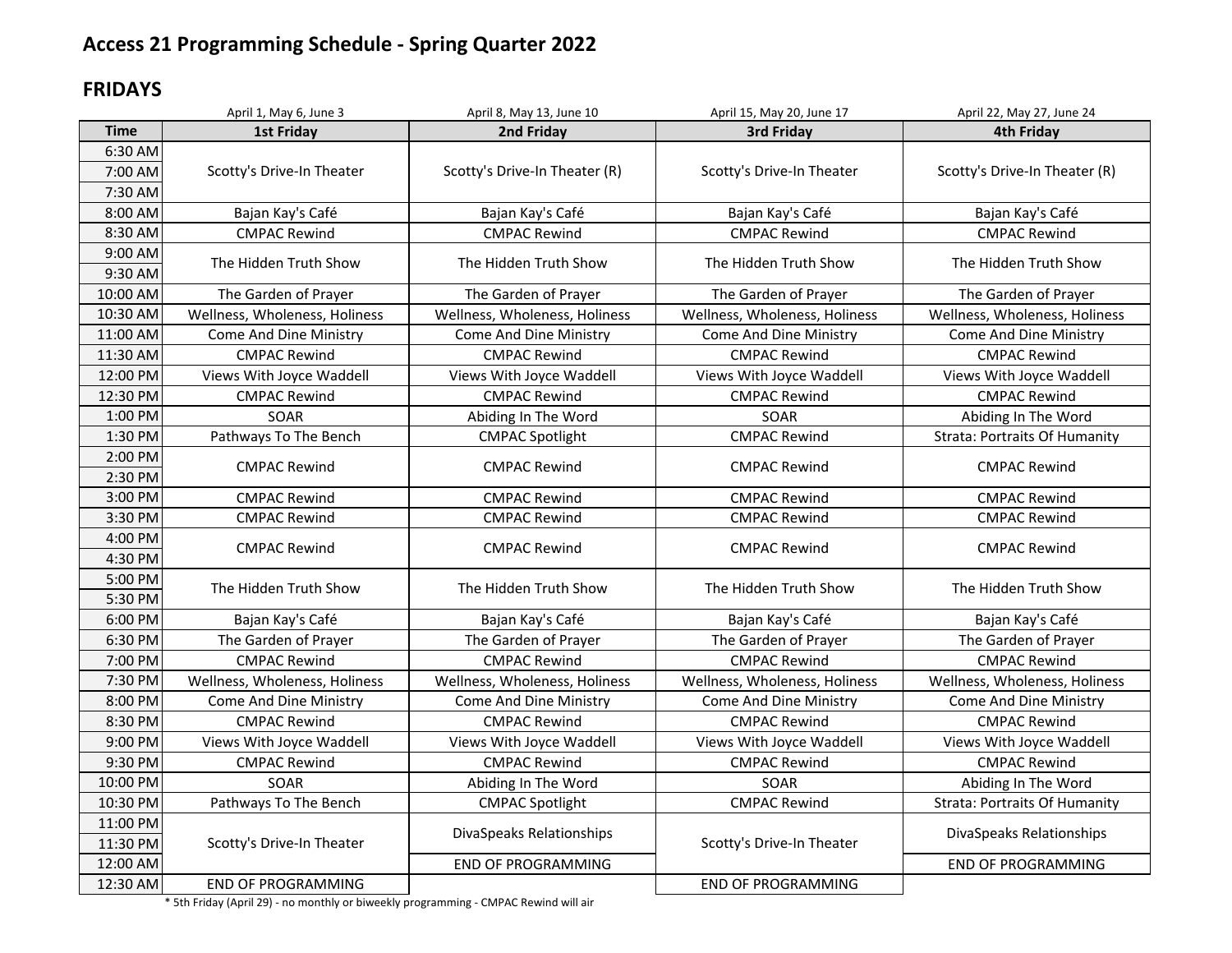## Access 21 Programming Schedule - Spring Quarter 2022

## FRIDAYS

| Time | 1st Friday (April 1, May 6, June 3) | 2nd Friday (April 8, May 13, June 10) | 3rd Friday (April 15, May 20, June 17) | 4th Friday (April 22, May 27, June 24) |
|---|---|---|---|---|
| 6:30 AM | Scotty's Drive-In Theater | Scotty's Drive-In Theater (R) | Scotty's Drive-In Theater | Scotty's Drive-In Theater (R) |
| 7:00 AM | | | | |
| 7:30 AM | | | | |
| 8:00 AM | Bajan Kay's Café | Bajan Kay's Café | Bajan Kay's Café | Bajan Kay's Café |
| 8:30 AM | CMPAC Rewind | CMPAC Rewind | CMPAC Rewind | CMPAC Rewind |
| 9:00 AM | The Hidden Truth Show | The Hidden Truth Show | The Hidden Truth Show | The Hidden Truth Show |
| 9:30 AM | | | | |
| 10:00 AM | The Garden of Prayer | The Garden of Prayer | The Garden of Prayer | The Garden of Prayer |
| 10:30 AM | Wellness, Wholeness, Holiness | Wellness, Wholeness, Holiness | Wellness, Wholeness, Holiness | Wellness, Wholeness, Holiness |
| 11:00 AM | Come And Dine Ministry | Come And Dine Ministry | Come And Dine Ministry | Come And Dine Ministry |
| 11:30 AM | CMPAC Rewind | CMPAC Rewind | CMPAC Rewind | CMPAC Rewind |
| 12:00 PM | Views With Joyce Waddell | Views With Joyce Waddell | Views With Joyce Waddell | Views With Joyce Waddell |
| 12:30 PM | CMPAC Rewind | CMPAC Rewind | CMPAC Rewind | CMPAC Rewind |
| 1:00 PM | SOAR | Abiding In The Word | SOAR | Abiding In The Word |
| 1:30 PM | Pathways To The Bench | CMPAC Spotlight | CMPAC Rewind | Strata: Portraits Of Humanity |
| 2:00 PM | CMPAC Rewind | CMPAC Rewind | CMPAC Rewind | CMPAC Rewind |
| 2:30 PM | | | | |
| 3:00 PM | CMPAC Rewind | CMPAC Rewind | CMPAC Rewind | CMPAC Rewind |
| 3:30 PM | CMPAC Rewind | CMPAC Rewind | CMPAC Rewind | CMPAC Rewind |
| 4:00 PM | CMPAC Rewind | CMPAC Rewind | CMPAC Rewind | CMPAC Rewind |
| 4:30 PM | | | | |
| 5:00 PM | The Hidden Truth Show | The Hidden Truth Show | The Hidden Truth Show | The Hidden Truth Show |
| 5:30 PM | | | | |
| 6:00 PM | Bajan Kay's Café | Bajan Kay's Café | Bajan Kay's Café | Bajan Kay's Café |
| 6:30 PM | The Garden of Prayer | The Garden of Prayer | The Garden of Prayer | The Garden of Prayer |
| 7:00 PM | CMPAC Rewind | CMPAC Rewind | CMPAC Rewind | CMPAC Rewind |
| 7:30 PM | Wellness, Wholeness, Holiness | Wellness, Wholeness, Holiness | Wellness, Wholeness, Holiness | Wellness, Wholeness, Holiness |
| 8:00 PM | Come And Dine Ministry | Come And Dine Ministry | Come And Dine Ministry | Come And Dine Ministry |
| 8:30 PM | CMPAC Rewind | CMPAC Rewind | CMPAC Rewind | CMPAC Rewind |
| 9:00 PM | Views With Joyce Waddell | Views With Joyce Waddell | Views With Joyce Waddell | Views With Joyce Waddell |
| 9:30 PM | CMPAC Rewind | CMPAC Rewind | CMPAC Rewind | CMPAC Rewind |
| 10:00 PM | SOAR | Abiding In The Word | SOAR | Abiding In The Word |
| 10:30 PM | Pathways To The Bench | CMPAC Spotlight | CMPAC Rewind | Strata: Portraits Of Humanity |
| 11:00 PM | Scotty's Drive-In Theater | DivaSpeaks Relationships | Scotty's Drive-In Theater | DivaSpeaks Relationships |
| 11:30 PM | | | | |
| 12:00 AM | | END OF PROGRAMMING | | END OF PROGRAMMING |
| 12:30 AM | END OF PROGRAMMING | | END OF PROGRAMMING | |

\* 5th Friday (April 29) - no monthly or biweekly programming - CMPAC Rewind will air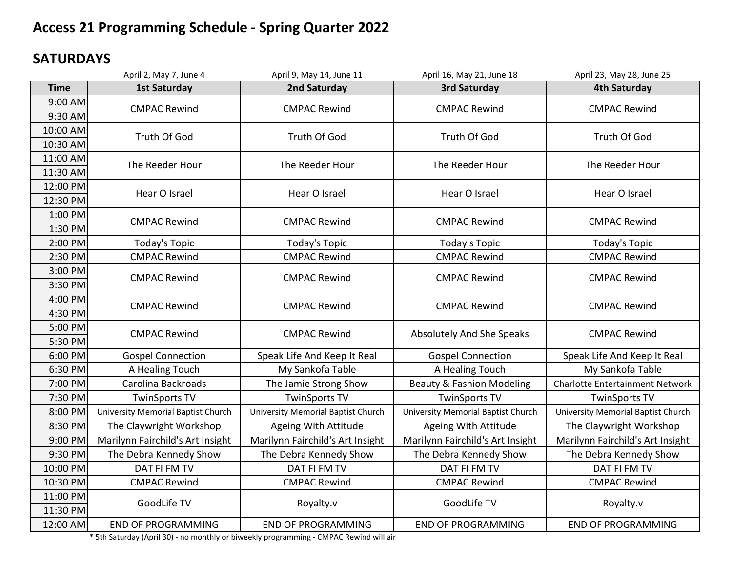# Access 21 Programming Schedule - Spring Quarter 2022

## SATURDAYS

| | April 2, May 7, June 4 | April 9, May 14, June 11 | April 16, May 21, June 18 | April 23, May 28, June 25 |
|---|---|---|---|---|
| **Time** | **1st Saturday** | **2nd Saturday** | **3rd Saturday** | **4th Saturday** |
| 9:00 AM | CMPAC Rewind | CMPAC Rewind | CMPAC Rewind | CMPAC Rewind |
| 9:30 AM | | | | |
| 10:00 AM | Truth Of God | Truth Of God | Truth Of God | Truth Of God |
| 10:30 AM | | | | |
| 11:00 AM | The Reeder Hour | The Reeder Hour | The Reeder Hour | The Reeder Hour |
| 11:30 AM | | | | |
| 12:00 PM | Hear O Israel | Hear O Israel | Hear O Israel | Hear O Israel |
| 12:30 PM | | | | |
| 1:00 PM | CMPAC Rewind | CMPAC Rewind | CMPAC Rewind | CMPAC Rewind |
| 1:30 PM | | | | |
| 2:00 PM | Today's Topic | Today's Topic | Today's Topic | Today's Topic |
| 2:30 PM | CMPAC Rewind | CMPAC Rewind | CMPAC Rewind | CMPAC Rewind |
| 3:00 PM | CMPAC Rewind | CMPAC Rewind | CMPAC Rewind | CMPAC Rewind |
| 3:30 PM | | | | |
| 4:00 PM | CMPAC Rewind | CMPAC Rewind | CMPAC Rewind | CMPAC Rewind |
| 4:30 PM | | | | |
| 5:00 PM | CMPAC Rewind | CMPAC Rewind | Absolutely And She Speaks | CMPAC Rewind |
| 5:30 PM | | | | |
| 6:00 PM | Gospel Connection | Speak Life And Keep It Real | Gospel Connection | Speak Life And Keep It Real |
| 6:30 PM | A Healing Touch | My Sankofa Table | A Healing Touch | My Sankofa Table |
| 7:00 PM | Carolina Backroads | The Jamie Strong Show | Beauty & Fashion Modeling | Charlotte Entertainment Network |
| 7:30 PM | TwinSports TV | TwinSports TV | TwinSports TV | TwinSports TV |
| 8:00 PM | University Memorial Baptist Church | University Memorial Baptist Church | University Memorial Baptist Church | University Memorial Baptist Church |
| 8:30 PM | The Claywright Workshop | Ageing With Attitude | Ageing With Attitude | The Claywright Workshop |
| 9:00 PM | Marilynn Fairchild's Art Insight | Marilynn Fairchild's Art Insight | Marilynn Fairchild's Art Insight | Marilynn Fairchild's Art Insight |
| 9:30 PM | The Debra Kennedy Show | The Debra Kennedy Show | The Debra Kennedy Show | The Debra Kennedy Show |
| 10:00 PM | DAT FI FM TV | DAT FI FM TV | DAT FI FM TV | DAT FI FM TV |
| 10:30 PM | CMPAC Rewind | CMPAC Rewind | CMPAC Rewind | CMPAC Rewind |
| 11:00 PM | GoodLife TV | Royalty.v | GoodLife TV | Royalty.v |
| 11:30 PM | | | | |
| 12:00 AM | END OF PROGRAMMING | END OF PROGRAMMING | END OF PROGRAMMING | END OF PROGRAMMING |

* 5th Saturday (April 30) - no monthly or biweekly programming - CMPAC Rewind will air